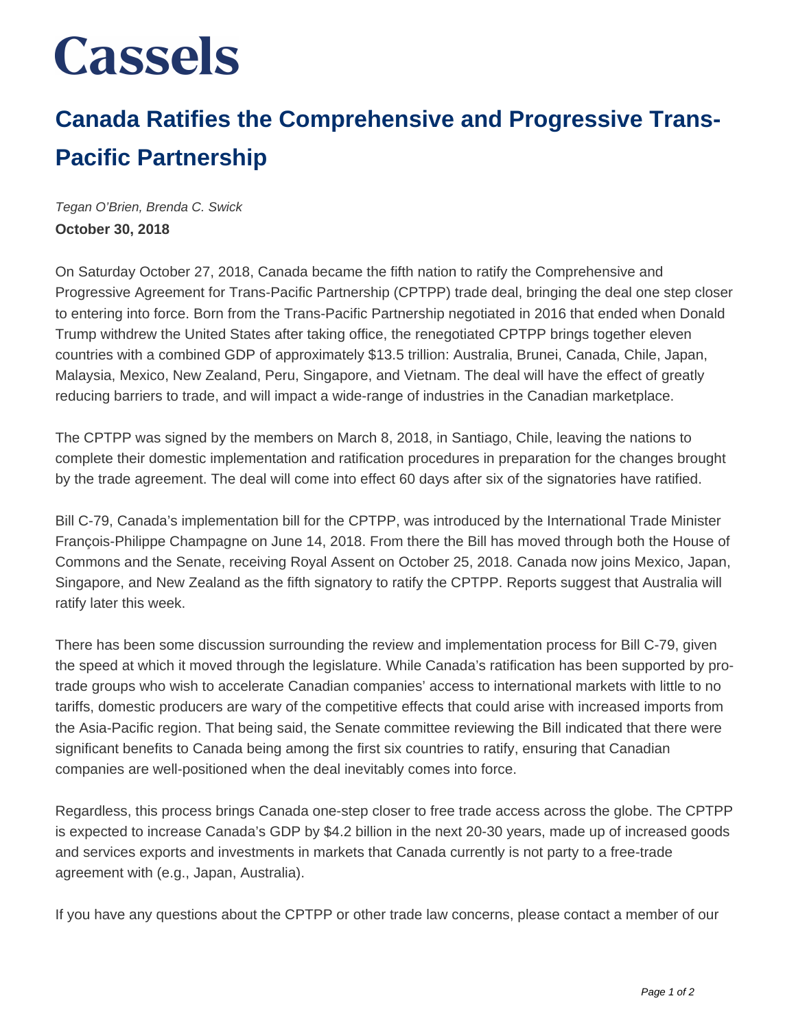Cassels

# Canada Ratifies the Comprehensive and Progressive Trans-Pacific Partnership

*Tegan O'Brien, Brenda C. Swick*

**October 30, 2018**

On Saturday October 27, 2018, Canada became the fifth nation to ratify the Comprehensive and Progressive Agreement for Trans-Pacific Partnership (CPTPP) trade deal, bringing the deal one step closer to entering into force. Born from the Trans-Pacific Partnership negotiated in 2016 that ended when Donald Trump withdrew the United States after taking office, the renegotiated CPTPP brings together eleven countries with a combined GDP of approximately $13.5 trillion: Australia, Brunei, Canada, Chile, Japan, Malaysia, Mexico, New Zealand, Peru, Singapore, and Vietnam. The deal will have the effect of greatly reducing barriers to trade, and will impact a wide-range of industries in the Canadian marketplace.

The CPTPP was signed by the members on March 8, 2018, in Santiago, Chile, leaving the nations to complete their domestic implementation and ratification procedures in preparation for the changes brought by the trade agreement. The deal will come into effect 60 days after six of the signatories have ratified.

Bill C-79, Canada's implementation bill for the CPTPP, was introduced by the International Trade Minister François-Philippe Champagne on June 14, 2018. From there the Bill has moved through both the House of Commons and the Senate, receiving Royal Assent on October 25, 2018. Canada now joins Mexico, Japan, Singapore, and New Zealand as the fifth signatory to ratify the CPTPP. Reports suggest that Australia will ratify later this week.

There has been some discussion surrounding the review and implementation process for Bill C-79, given the speed at which it moved through the legislature. While Canada's ratification has been supported by pro-trade groups who wish to accelerate Canadian companies' access to international markets with little to no tariffs, domestic producers are wary of the competitive effects that could arise with increased imports from the Asia-Pacific region. That being said, the Senate committee reviewing the Bill indicated that there were significant benefits to Canada being among the first six countries to ratify, ensuring that Canadian companies are well-positioned when the deal inevitably comes into force.

Regardless, this process brings Canada one-step closer to free trade access across the globe. The CPTPP is expected to increase Canada's GDP by $4.2 billion in the next 20-30 years, made up of increased goods and services exports and investments in markets that Canada currently is not party to a free-trade agreement with (e.g., Japan, Australia).

If you have any questions about the CPTPP or other trade law concerns, please contact a member of our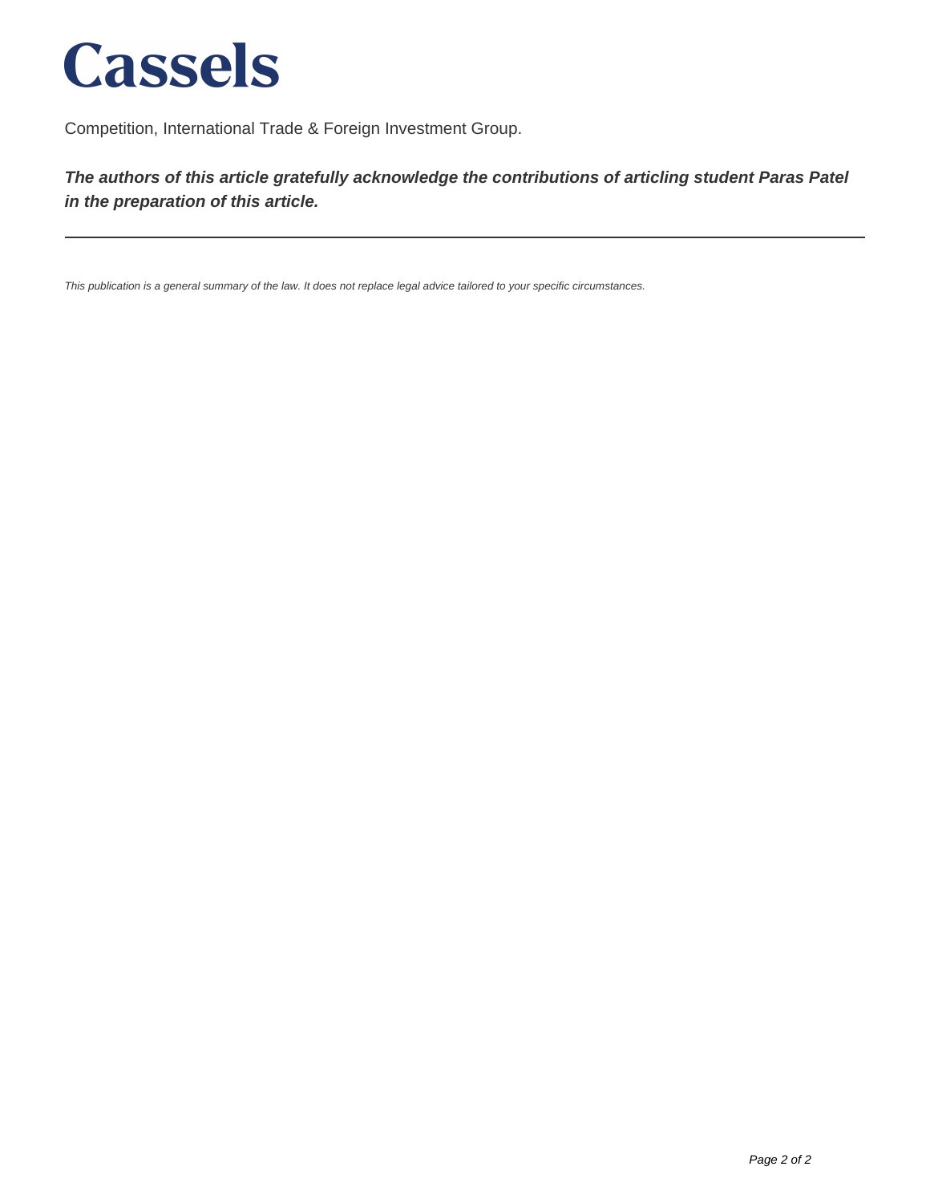Competition, International Trade & Foreign Investment Group.

***The authors of this article gratefully acknowledge the contributions of articling student Paras Patel in the preparation of this article.***

---

*This publication is a general summary of the law. It does not replace legal advice tailored to your specific circumstances.*